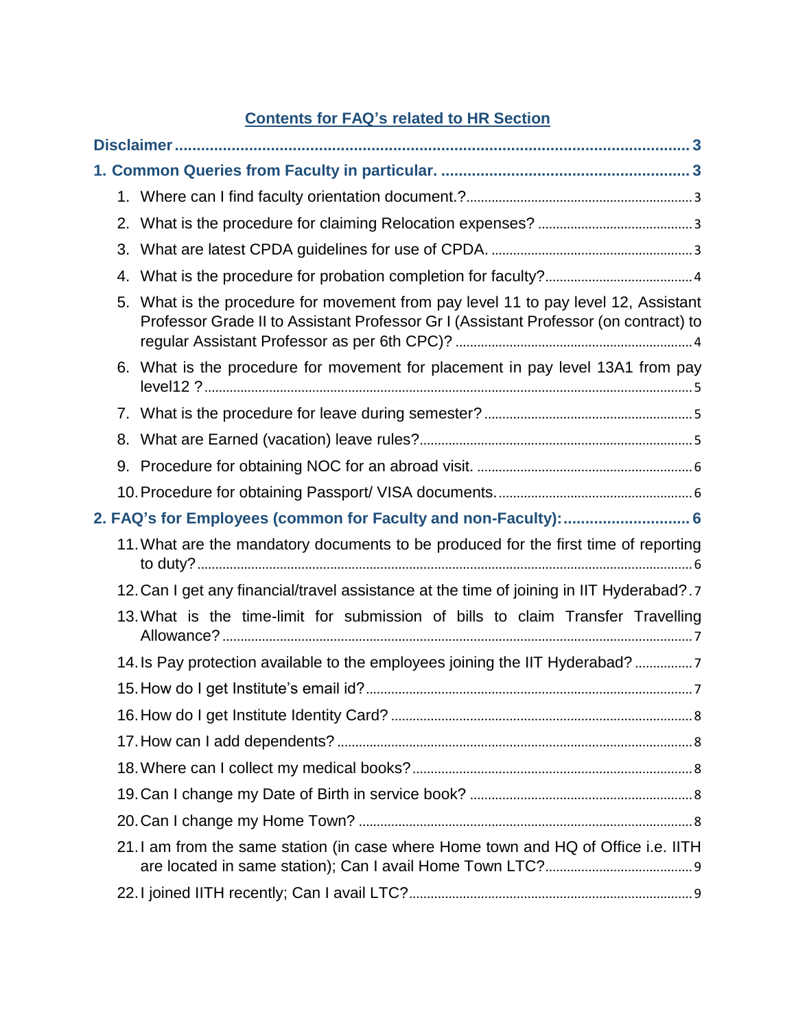# Contents for FAQ's related to HR Section

**Disclaimer** ..... 3

**1. Common Queries from Faculty in particular.** ..... 3

1. Where can I find faculty orientation document.? ..... 3
2. What is the procedure for claiming Relocation expenses? ..... 3
3. What are latest CPDA guidelines for use of CPDA. ..... 3
4. What is the procedure for probation completion for faculty? ..... 4
5. What is the procedure for movement from pay level 11 to pay level 12, Assistant Professor Grade II to Assistant Professor Gr I (Assistant Professor (on contract) to regular Assistant Professor as per 6th CPC)? ..... 4
6. What is the procedure for movement for placement in pay level 13A1 from pay level12 ? ..... 5
7. What is the procedure for leave during semester? ..... 5
8. What are Earned (vacation) leave rules? ..... 5
9. Procedure for obtaining NOC for an abroad visit. ..... 6
10. Procedure for obtaining Passport/ VISA documents. ..... 6

**2. FAQ's for Employees (common for Faculty and non-Faculty):** ..... 6

11. What are the mandatory documents to be produced for the first time of reporting to duty? ..... 6
12. Can I get any financial/travel assistance at the time of joining in IIT Hyderabad? ..... 7
13. What is the time-limit for submission of bills to claim Transfer Travelling Allowance? ..... 7
14. Is Pay protection available to the employees joining the IIT Hyderabad? ..... 7
15. How do I get Institute's email id? ..... 7
16. How do I get Institute Identity Card? ..... 8
17. How can I add dependents? ..... 8
18. Where can I collect my medical books? ..... 8
19. Can I change my Date of Birth in service book? ..... 8
20. Can I change my Home Town? ..... 8
21. I am from the same station (in case where Home town and HQ of Office i.e. IITH are located in same station); Can I avail Home Town LTC? ..... 9
22. I joined IITH recently; Can I avail LTC? ..... 9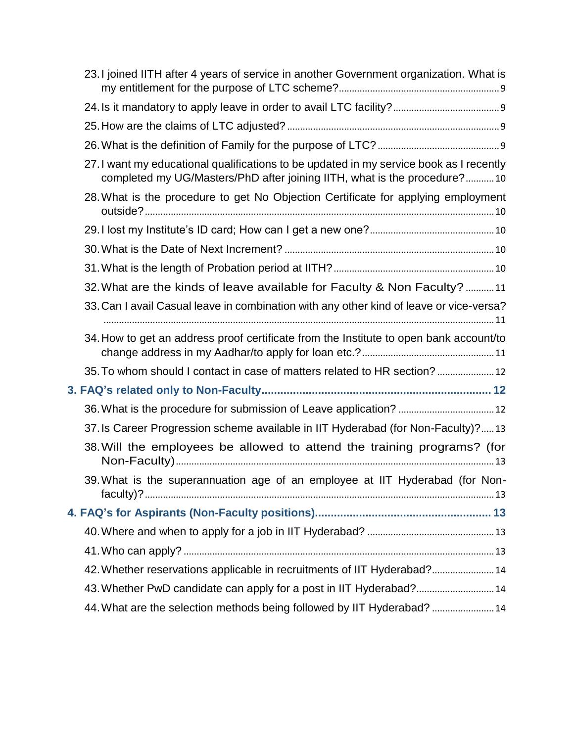23. I joined IITH after 4 years of service in another Government organization. What is my entitlement for the purpose of LTC scheme? ..... 9
24. Is it mandatory to apply leave in order to avail LTC facility? ..... 9
25. How are the claims of LTC adjusted? ..... 9
26. What is the definition of Family for the purpose of LTC? ..... 9
27. I want my educational qualifications to be updated in my service book as I recently completed my UG/Masters/PhD after joining IITH, what is the procedure? ..... 10
28. What is the procedure to get No Objection Certificate for applying employment outside? ..... 10
29. I lost my Institute's ID card; How can I get a new one? ..... 10
30. What is the Date of Next Increment? ..... 10
31. What is the length of Probation period at IITH? ..... 10
32. What are the kinds of leave available for Faculty & Non Faculty? ..... 11
33. Can I avail Casual leave in combination with any other kind of leave or vice-versa? ..... 11
34. How to get an address proof certificate from the Institute to open bank account/to change address in my Aadhar/to apply for loan etc.? ..... 11
35. To whom should I contact in case of matters related to HR section? ..... 12

**3. FAQ's related only to Non-Faculty ..... 12**

36. What is the procedure for submission of Leave application? ..... 12
37. Is Career Progression scheme available in IIT Hyderabad (for Non-Faculty)? ..... 13
38. Will the employees be allowed to attend the training programs? (for Non-Faculty) ..... 13
39. What is the superannuation age of an employee at IIT Hyderabad (for Non-faculty)? ..... 13

**4. FAQ's for Aspirants (Non-Faculty positions) ..... 13**

40. Where and when to apply for a job in IIT Hyderabad? ..... 13
41. Who can apply? ..... 13
42. Whether reservations applicable in recruitments of IIT Hyderabad? ..... 14
43. Whether PwD candidate can apply for a post in IIT Hyderabad? ..... 14
44. What are the selection methods being followed by IIT Hyderabad? ..... 14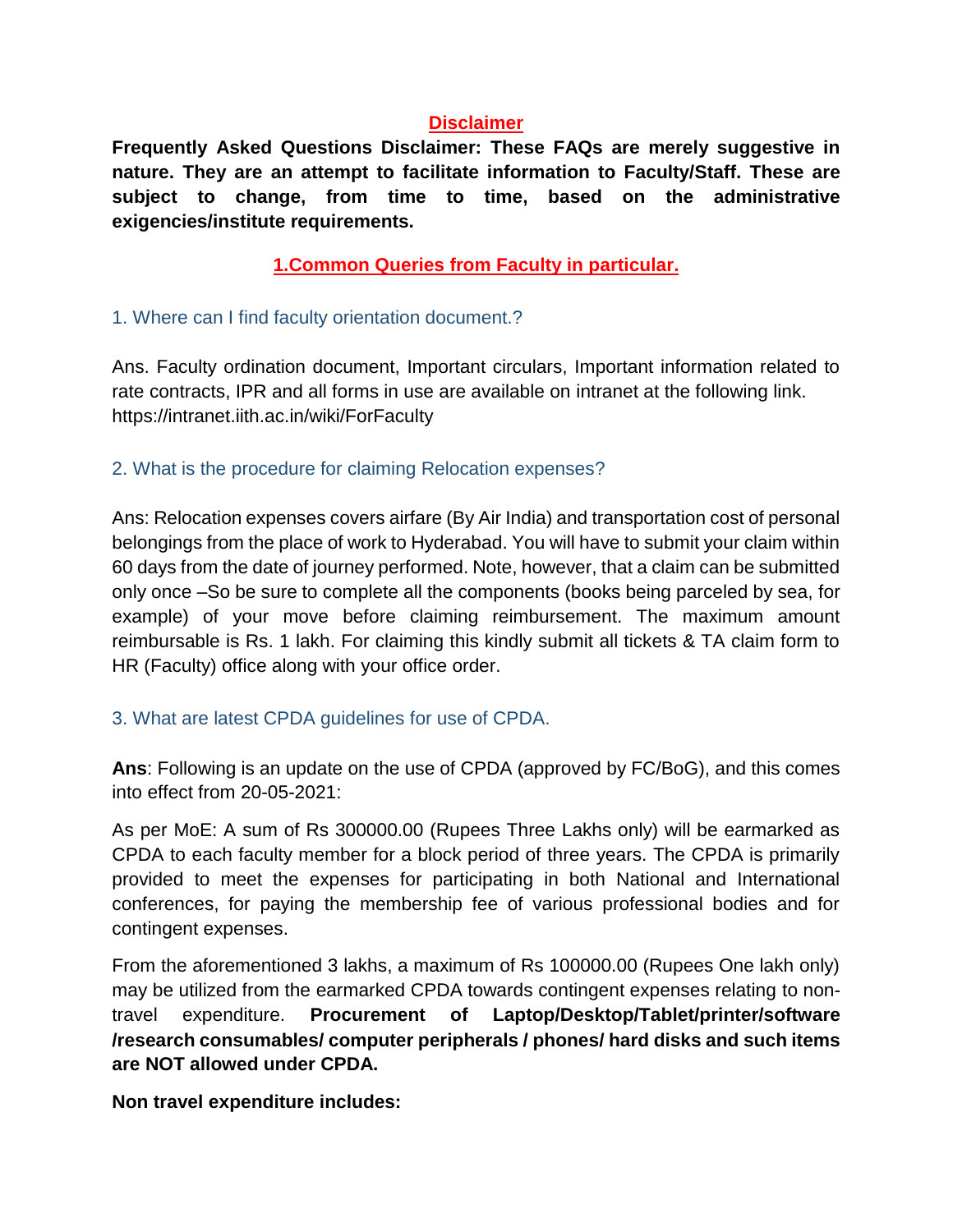## Disclaimer

**Frequently Asked Questions Disclaimer: These FAQs are merely suggestive in nature. They are an attempt to facilitate information to Faculty/Staff. These are subject to change, from time to time, based on the administrative exigencies/institute requirements.**

## 1.Common Queries from Faculty in particular.

### 1. Where can I find faculty orientation document.?

Ans. Faculty ordination document, Important circulars, Important information related to rate contracts, IPR and all forms in use are available on intranet at the following link. https://intranet.iith.ac.in/wiki/ForFaculty

### 2. What is the procedure for claiming Relocation expenses?

Ans: Relocation expenses covers airfare (By Air India) and transportation cost of personal belongings from the place of work to Hyderabad. You will have to submit your claim within 60 days from the date of journey performed. Note, however, that a claim can be submitted only once –So be sure to complete all the components (books being parceled by sea, for example) of your move before claiming reimbursement. The maximum amount reimbursable is Rs. 1 lakh. For claiming this kindly submit all tickets & TA claim form to HR (Faculty) office along with your office order.

### 3. What are latest CPDA guidelines for use of CPDA.

**Ans**: Following is an update on the use of CPDA (approved by FC/BoG), and this comes into effect from 20-05-2021:

As per MoE: A sum of Rs 300000.00 (Rupees Three Lakhs only) will be earmarked as CPDA to each faculty member for a block period of three years. The CPDA is primarily provided to meet the expenses for participating in both National and International conferences, for paying the membership fee of various professional bodies and for contingent expenses.

From the aforementioned 3 lakhs, a maximum of Rs 100000.00 (Rupees One lakh only) may be utilized from the earmarked CPDA towards contingent expenses relating to non-travel expenditure. **Procurement of Laptop/Desktop/Tablet/printer/software /research consumables/ computer peripherals / phones/ hard disks and such items are NOT allowed under CPDA.**

**Non travel expenditure includes:**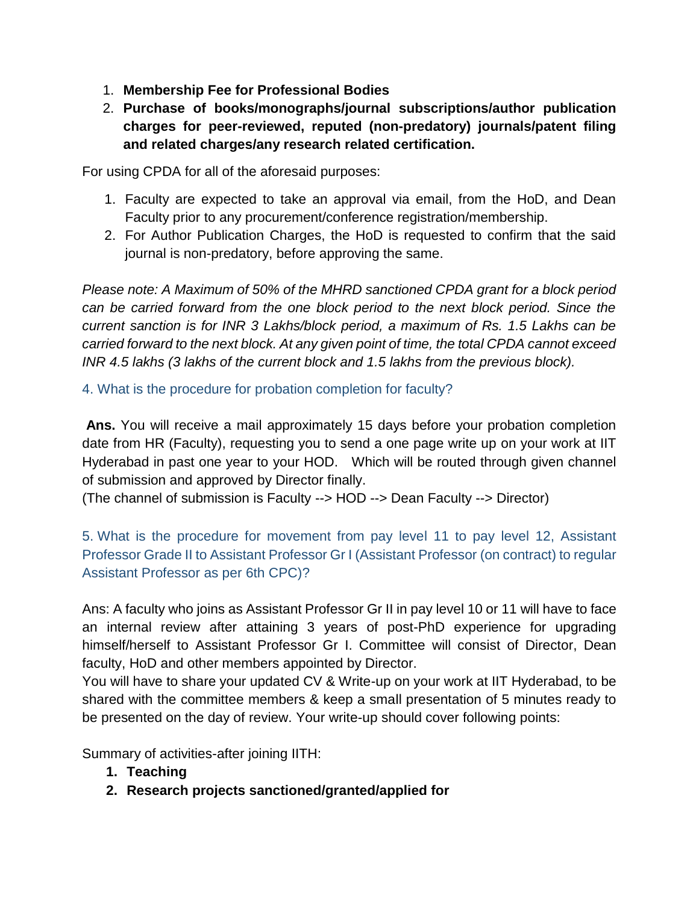1. **Membership Fee for Professional Bodies**
2. **Purchase of books/monographs/journal subscriptions/author publication charges for peer-reviewed, reputed (non-predatory) journals/patent filing and related charges/any research related certification.**

For using CPDA for all of the aforesaid purposes:

1. Faculty are expected to take an approval via email, from the HoD, and Dean Faculty prior to any procurement/conference registration/membership.
2. For Author Publication Charges, the HoD is requested to confirm that the said journal is non-predatory, before approving the same.

*Please note: A Maximum of 50% of the MHRD sanctioned CPDA grant for a block period can be carried forward from the one block period to the next block period. Since the current sanction is for INR 3 Lakhs/block period, a maximum of Rs. 1.5 Lakhs can be carried forward to the next block. At any given point of time, the total CPDA cannot exceed INR 4.5 lakhs (3 lakhs of the current block and 1.5 lakhs from the previous block).*

### 4. What is the procedure for probation completion for faculty?

**Ans.** You will receive a mail approximately 15 days before your probation completion date from HR (Faculty), requesting you to send a one page write up on your work at IIT Hyderabad in past one year to your HOD. Which will be routed through given channel of submission and approved by Director finally.
(The channel of submission is Faculty --> HOD --> Dean Faculty --> Director)

### 5. What is the procedure for movement from pay level 11 to pay level 12, Assistant Professor Grade II to Assistant Professor Gr I (Assistant Professor (on contract) to regular Assistant Professor as per 6th CPC)?

Ans: A faculty who joins as Assistant Professor Gr II in pay level 10 or 11 will have to face an internal review after attaining 3 years of post-PhD experience for upgrading himself/herself to Assistant Professor Gr I. Committee will consist of Director, Dean faculty, HoD and other members appointed by Director.
You will have to share your updated CV & Write-up on your work at IIT Hyderabad, to be shared with the committee members & keep a small presentation of 5 minutes ready to be presented on the day of review. Your write-up should cover following points:

Summary of activities-after joining IITH:

1. **Teaching**
2. **Research projects sanctioned/granted/applied for**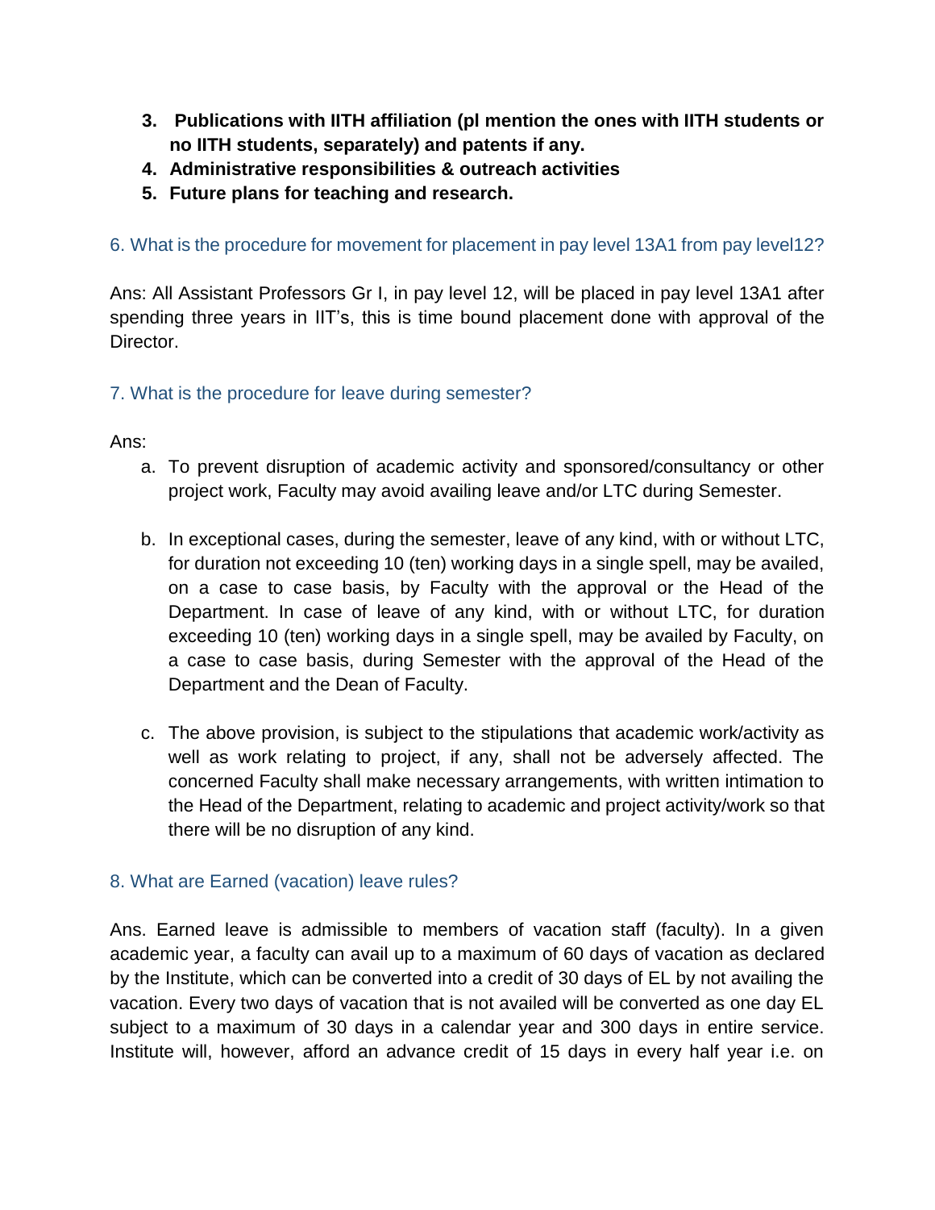3. **Publications with IITH affiliation (pl mention the ones with IITH students or no IITH students, separately) and patents if any.**
4. **Administrative responsibilities & outreach activities**
5. **Future plans for teaching and research.**

### 6. What is the procedure for movement for placement in pay level 13A1 from pay level12?

Ans: All Assistant Professors Gr I, in pay level 12, will be placed in pay level 13A1 after spending three years in IIT's, this is time bound placement done with approval of the Director.

### 7. What is the procedure for leave during semester?

Ans:

a. To prevent disruption of academic activity and sponsored/consultancy or other project work, Faculty may avoid availing leave and/or LTC during Semester.

b. In exceptional cases, during the semester, leave of any kind, with or without LTC, for duration not exceeding 10 (ten) working days in a single spell, may be availed, on a case to case basis, by Faculty with the approval or the Head of the Department. In case of leave of any kind, with or without LTC, for duration exceeding 10 (ten) working days in a single spell, may be availed by Faculty, on a case to case basis, during Semester with the approval of the Head of the Department and the Dean of Faculty.

c. The above provision, is subject to the stipulations that academic work/activity as well as work relating to project, if any, shall not be adversely affected. The concerned Faculty shall make necessary arrangements, with written intimation to the Head of the Department, relating to academic and project activity/work so that there will be no disruption of any kind.

### 8. What are Earned (vacation) leave rules?

Ans. Earned leave is admissible to members of vacation staff (faculty). In a given academic year, a faculty can avail up to a maximum of 60 days of vacation as declared by the Institute, which can be converted into a credit of 30 days of EL by not availing the vacation. Every two days of vacation that is not availed will be converted as one day EL subject to a maximum of 30 days in a calendar year and 300 days in entire service. Institute will, however, afford an advance credit of 15 days in every half year i.e. on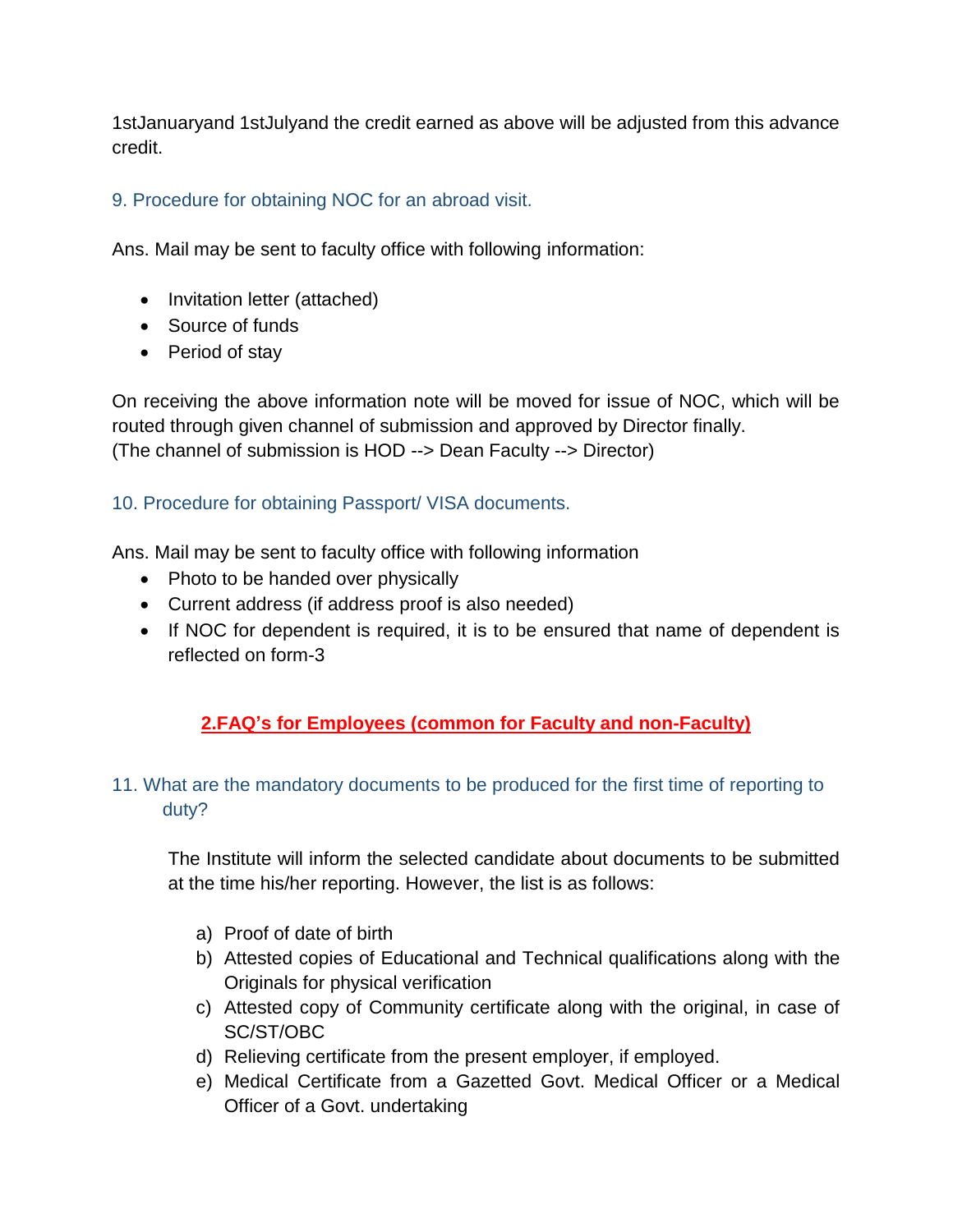1stJanuaryand 1stJulyand the credit earned as above will be adjusted from this advance credit.

### 9. Procedure for obtaining NOC for an abroad visit.

Ans. Mail may be sent to faculty office with following information:

- Invitation letter (attached)
- Source of funds
- Period of stay

On receiving the above information note will be moved for issue of NOC, which will be routed through given channel of submission and approved by Director finally.
(The channel of submission is HOD --> Dean Faculty --> Director)

### 10. Procedure for obtaining Passport/ VISA documents.

Ans. Mail may be sent to faculty office with following information

- Photo to be handed over physically
- Current address (if address proof is also needed)
- If NOC for dependent is required, it is to be ensured that name of dependent is reflected on form-3

## 2.FAQ's for Employees (common for Faculty and non-Faculty)

### 11. What are the mandatory documents to be produced for the first time of reporting to duty?

The Institute will inform the selected candidate about documents to be submitted at the time his/her reporting. However, the list is as follows:

a) Proof of date of birth
b) Attested copies of Educational and Technical qualifications along with the Originals for physical verification
c) Attested copy of Community certificate along with the original, in case of SC/ST/OBC
d) Relieving certificate from the present employer, if employed.
e) Medical Certificate from a Gazetted Govt. Medical Officer or a Medical Officer of a Govt. undertaking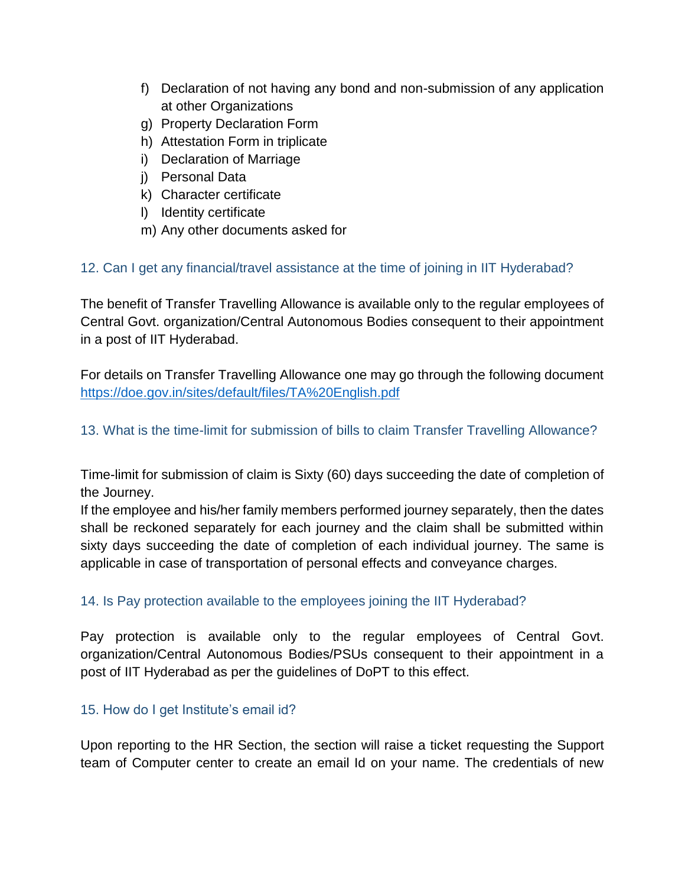f) Declaration of not having any bond and non-submission of any application at other Organizations
g) Property Declaration Form
h) Attestation Form in triplicate
i) Declaration of Marriage
j) Personal Data
k) Character certificate
l) Identity certificate
m) Any other documents asked for

### 12. Can I get any financial/travel assistance at the time of joining in IIT Hyderabad?

The benefit of Transfer Travelling Allowance is available only to the regular employees of Central Govt. organization/Central Autonomous Bodies consequent to their appointment in a post of IIT Hyderabad.

For details on Transfer Travelling Allowance one may go through the following document https://doe.gov.in/sites/default/files/TA%20English.pdf

### 13. What is the time-limit for submission of bills to claim Transfer Travelling Allowance?

Time-limit for submission of claim is Sixty (60) days succeeding the date of completion of the Journey.
If the employee and his/her family members performed journey separately, then the dates shall be reckoned separately for each journey and the claim shall be submitted within sixty days succeeding the date of completion of each individual journey. The same is applicable in case of transportation of personal effects and conveyance charges.

### 14. Is Pay protection available to the employees joining the IIT Hyderabad?

Pay protection is available only to the regular employees of Central Govt. organization/Central Autonomous Bodies/PSUs consequent to their appointment in a post of IIT Hyderabad as per the guidelines of DoPT to this effect.

### 15. How do I get Institute's email id?

Upon reporting to the HR Section, the section will raise a ticket requesting the Support team of Computer center to create an email Id on your name. The credentials of new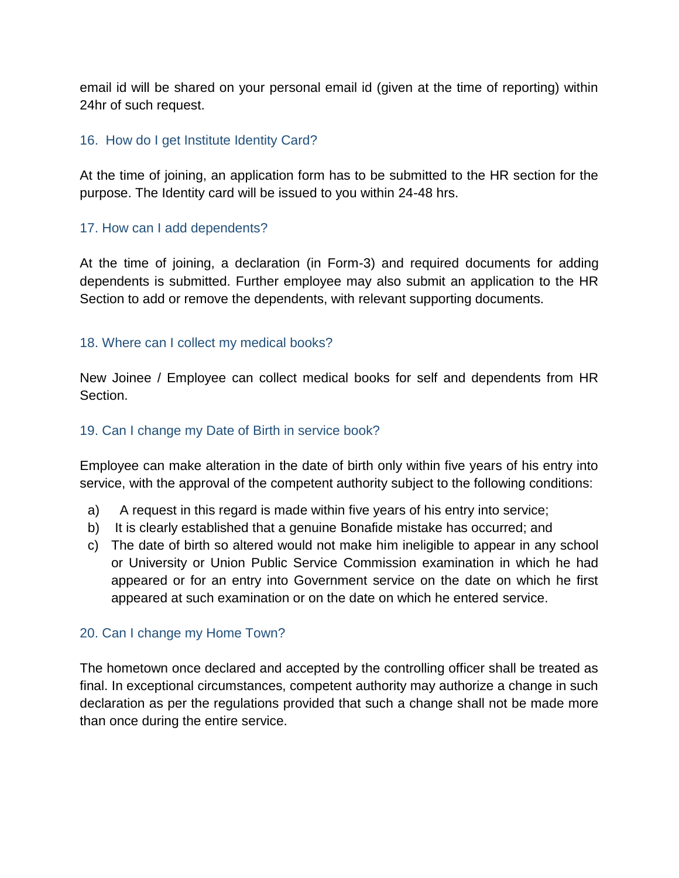email id will be shared on your personal email id (given at the time of reporting) within 24hr of such request.

### 16. How do I get Institute Identity Card?

At the time of joining, an application form has to be submitted to the HR section for the purpose. The Identity card will be issued to you within 24-48 hrs.

### 17. How can I add dependents?

At the time of joining, a declaration (in Form-3) and required documents for adding dependents is submitted. Further employee may also submit an application to the HR Section to add or remove the dependents, with relevant supporting documents.

### 18. Where can I collect my medical books?

New Joinee / Employee can collect medical books for self and dependents from HR Section.

### 19. Can I change my Date of Birth in service book?

Employee can make alteration in the date of birth only within five years of his entry into service, with the approval of the competent authority subject to the following conditions:

a) A request in this regard is made within five years of his entry into service;
b) It is clearly established that a genuine Bonafide mistake has occurred; and
c) The date of birth so altered would not make him ineligible to appear in any school or University or Union Public Service Commission examination in which he had appeared or for an entry into Government service on the date on which he first appeared at such examination or on the date on which he entered service.

### 20. Can I change my Home Town?

The hometown once declared and accepted by the controlling officer shall be treated as final. In exceptional circumstances, competent authority may authorize a change in such declaration as per the regulations provided that such a change shall not be made more than once during the entire service.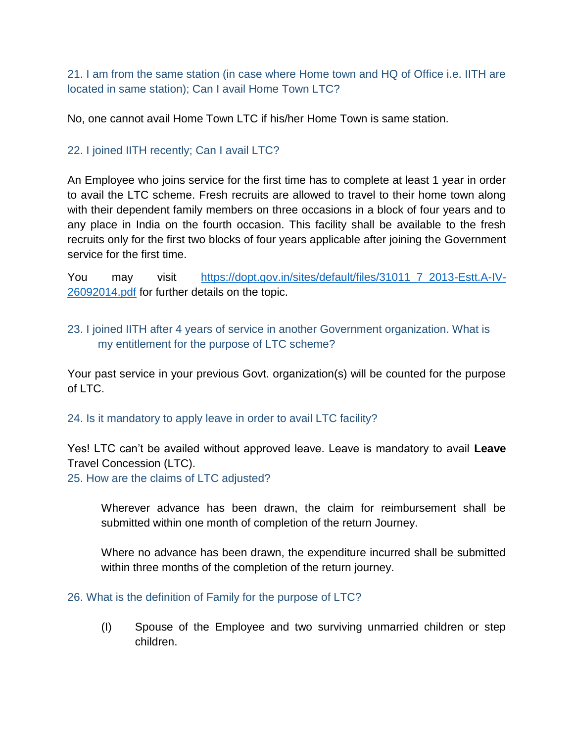### 21. I am from the same station (in case where Home town and HQ of Office i.e. IITH are located in same station); Can I avail Home Town LTC?

No, one cannot avail Home Town LTC if his/her Home Town is same station.

### 22. I joined IITH recently; Can I avail LTC?

An Employee who joins service for the first time has to complete at least 1 year in order to avail the LTC scheme. Fresh recruits are allowed to travel to their home town along with their dependent family members on three occasions in a block of four years and to any place in India on the fourth occasion. This facility shall be available to the fresh recruits only for the first two blocks of four years applicable after joining the Government service for the first time.

You may visit [https://dopt.gov.in/sites/default/files/31011_7_2013-Estt.A-IV-26092014.pdf](https://dopt.gov.in/sites/default/files/31011_7_2013-Estt.A-IV-26092014.pdf) for further details on the topic.

### 23. I joined IITH after 4 years of service in another Government organization. What is my entitlement for the purpose of LTC scheme?

Your past service in your previous Govt. organization(s) will be counted for the purpose of LTC.

### 24. Is it mandatory to apply leave in order to avail LTC facility?

Yes! LTC can't be availed without approved leave. Leave is mandatory to avail **Leave** Travel Concession (LTC).

### 25. How are the claims of LTC adjusted?

Wherever advance has been drawn, the claim for reimbursement shall be submitted within one month of completion of the return Journey.

Where no advance has been drawn, the expenditure incurred shall be submitted within three months of the completion of the return journey.

### 26. What is the definition of Family for the purpose of LTC?

(I) Spouse of the Employee and two surviving unmarried children or step children.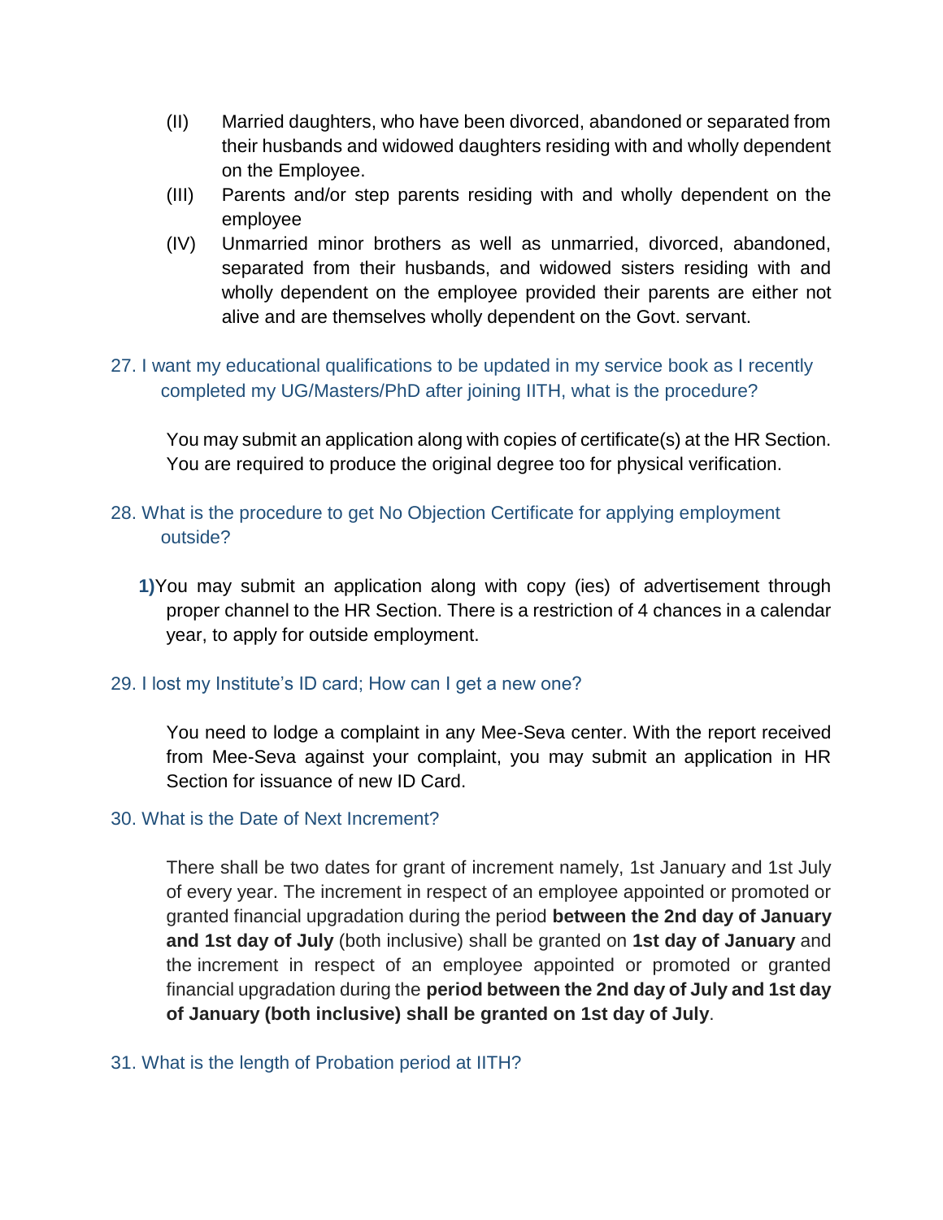(II) Married daughters, who have been divorced, abandoned or separated from their husbands and widowed daughters residing with and wholly dependent on the Employee.

(III) Parents and/or step parents residing with and wholly dependent on the employee

(IV) Unmarried minor brothers as well as unmarried, divorced, abandoned, separated from their husbands, and widowed sisters residing with and wholly dependent on the employee provided their parents are either not alive and are themselves wholly dependent on the Govt. servant.

### 27. I want my educational qualifications to be updated in my service book as I recently completed my UG/Masters/PhD after joining IITH, what is the procedure?

You may submit an application along with copies of certificate(s) at the HR Section. You are required to produce the original degree too for physical verification.

### 28. What is the procedure to get No Objection Certificate for applying employment outside?

**1)** You may submit an application along with copy (ies) of advertisement through proper channel to the HR Section. There is a restriction of 4 chances in a calendar year, to apply for outside employment.

### 29. I lost my Institute's ID card; How can I get a new one?

You need to lodge a complaint in any Mee-Seva center. With the report received from Mee-Seva against your complaint, you may submit an application in HR Section for issuance of new ID Card.

### 30. What is the Date of Next Increment?

There shall be two dates for grant of increment namely, 1st January and 1st July of every year. The increment in respect of an employee appointed or promoted or granted financial upgradation during the period **between the 2nd day of January and 1st day of July** (both inclusive) shall be granted on **1st day of January** and the increment in respect of an employee appointed or promoted or granted financial upgradation during the **period between the 2nd day of July and 1st day of January (both inclusive) shall be granted on 1st day of July**.

### 31. What is the length of Probation period at IITH?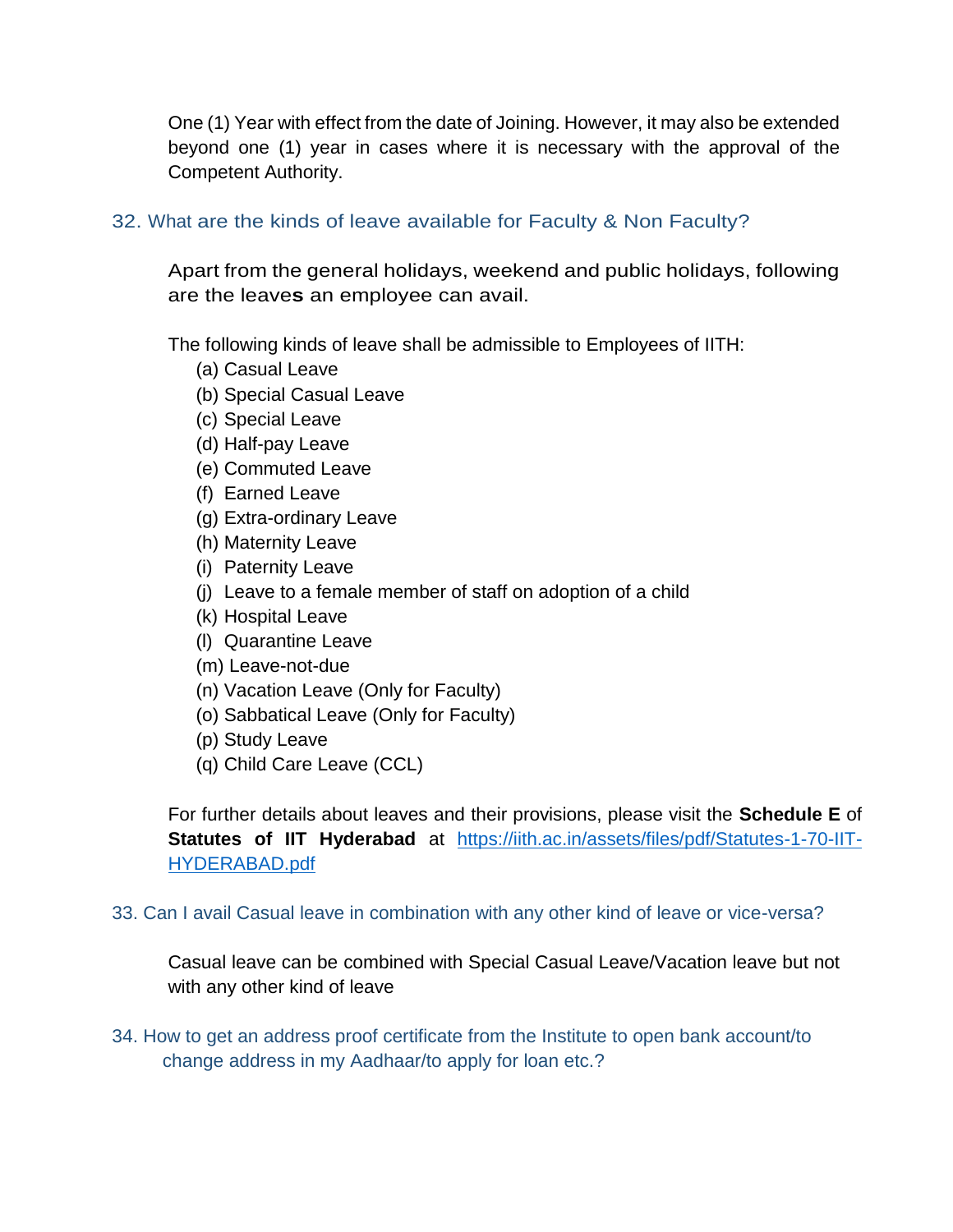One (1) Year with effect from the date of Joining. However, it may also be extended beyond one (1) year in cases where it is necessary with the approval of the Competent Authority.

### 32. What are the kinds of leave available for Faculty & Non Faculty?

Apart from the general holidays, weekend and public holidays, following are the leave**s** an employee can avail.

The following kinds of leave shall be admissible to Employees of IITH:

(a) Casual Leave
(b) Special Casual Leave
(c) Special Leave
(d) Half-pay Leave
(e) Commuted Leave
(f) Earned Leave
(g) Extra-ordinary Leave
(h) Maternity Leave
(i) Paternity Leave
(j) Leave to a female member of staff on adoption of a child
(k) Hospital Leave
(l) Quarantine Leave
(m) Leave-not-due
(n) Vacation Leave (Only for Faculty)
(o) Sabbatical Leave (Only for Faculty)
(p) Study Leave
(q) Child Care Leave (CCL)

For further details about leaves and their provisions, please visit the **Schedule E** of **Statutes of IIT Hyderabad** at [https://iith.ac.in/assets/files/pdf/Statutes-1-70-IIT-HYDERABAD.pdf](https://iith.ac.in/assets/files/pdf/Statutes-1-70-IIT-HYDERABAD.pdf)

### 33. Can I avail Casual leave in combination with any other kind of leave or vice-versa?

Casual leave can be combined with Special Casual Leave/Vacation leave but not with any other kind of leave

### 34. How to get an address proof certificate from the Institute to open bank account/to change address in my Aadhaar/to apply for loan etc.?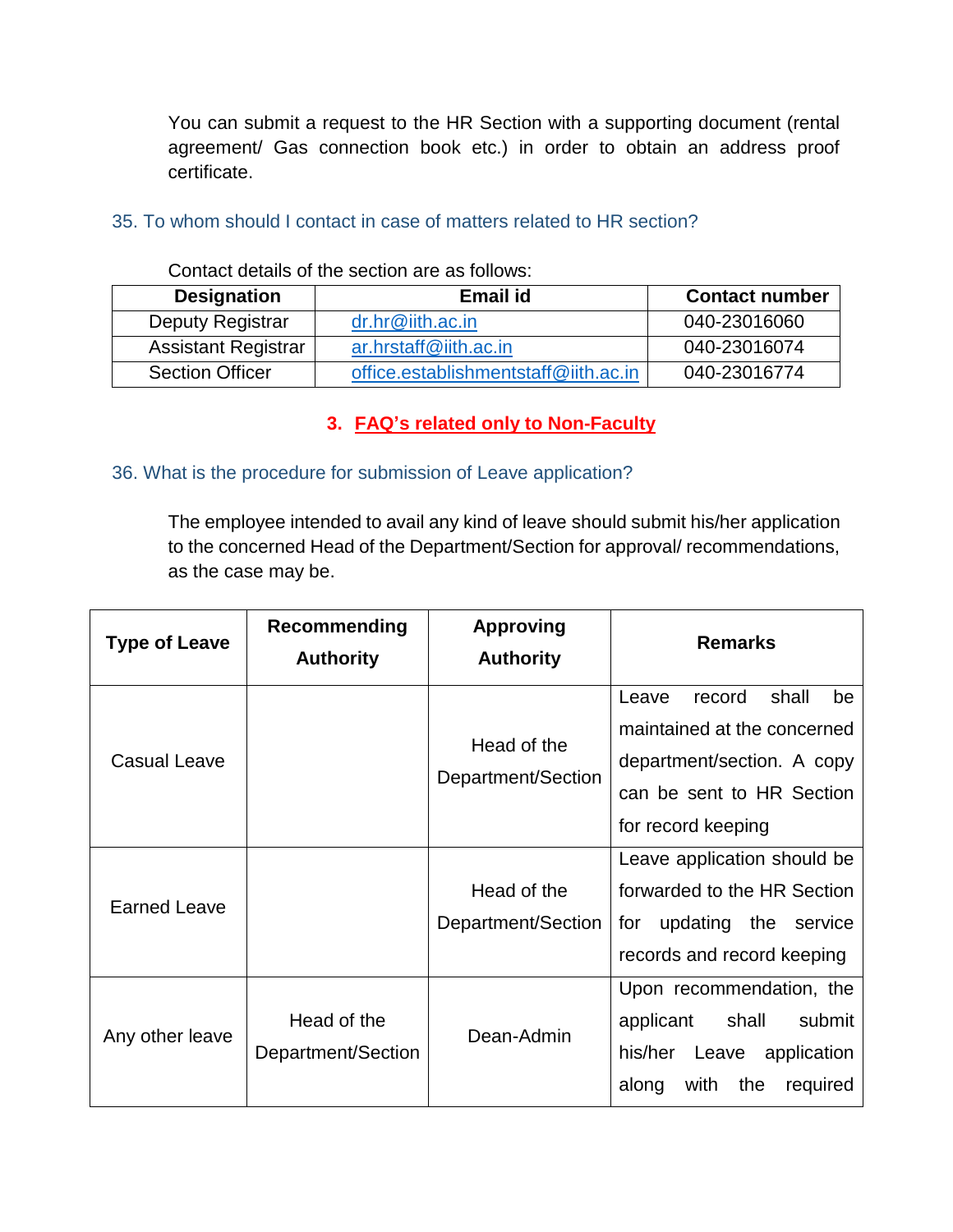You can submit a request to the HR Section with a supporting document (rental agreement/ Gas connection book etc.) in order to obtain an address proof certificate.

### 35. To whom should I contact in case of matters related to HR section?

Contact details of the section are as follows:

| Designation | Email id | Contact number |
|---|---|---|
| Deputy Registrar | dr.hr@iith.ac.in | 040-23016060 |
| Assistant Registrar | ar.hrstaff@iith.ac.in | 040-23016074 |
| Section Officer | office.establishmentstaff@iith.ac.in | 040-23016774 |

## 3. FAQ's related only to Non-Faculty

### 36. What is the procedure for submission of Leave application?

The employee intended to avail any kind of leave should submit his/her application to the concerned Head of the Department/Section for approval/ recommendations, as the case may be.

| Type of Leave | Recommending Authority | Approving Authority | Remarks |
|---|---|---|---|
| Casual Leave | | Head of the Department/Section | Leave record shall be maintained at the concerned department/section. A copy can be sent to HR Section for record keeping |
| Earned Leave | | Head of the Department/Section | Leave application should be forwarded to the HR Section for updating the service records and record keeping |
| Any other leave | Head of the Department/Section | Dean-Admin | Upon recommendation, the applicant shall submit his/her Leave application along with the required |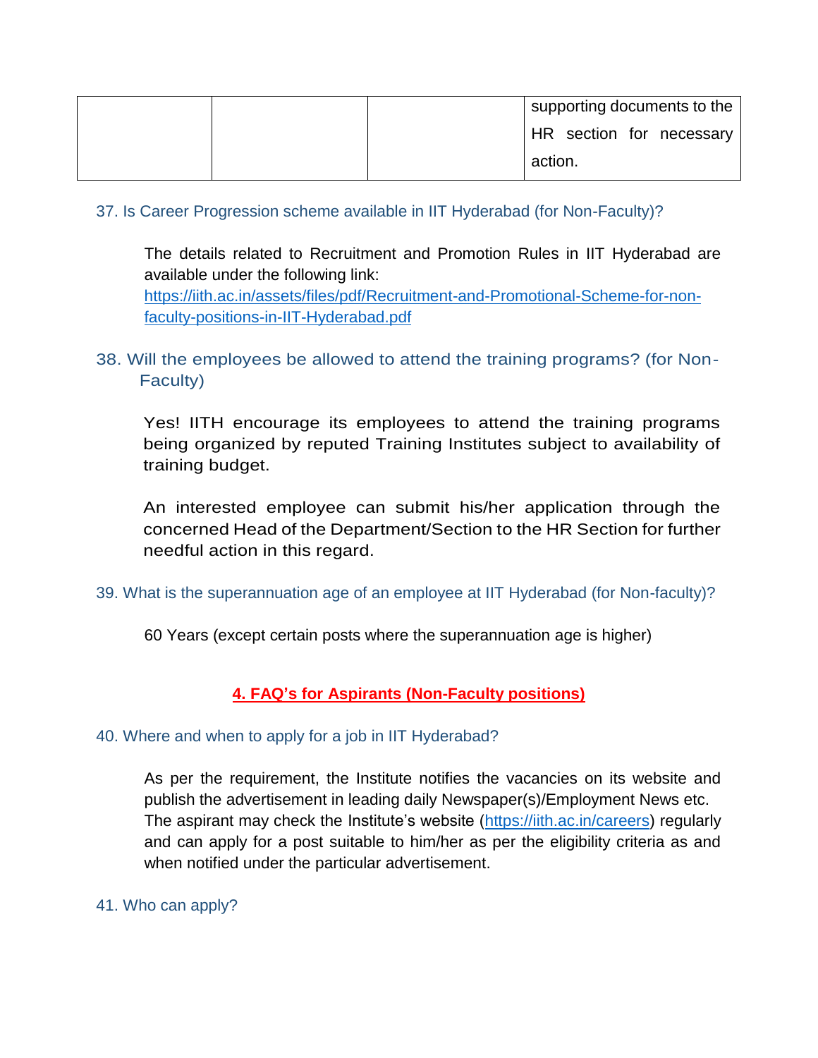| | | | supporting documents to the HR section for necessary action. |
|---|---|---|---|

37. Is Career Progression scheme available in IIT Hyderabad (for Non-Faculty)?

The details related to Recruitment and Promotion Rules in IIT Hyderabad are available under the following link:
https://iith.ac.in/assets/files/pdf/Recruitment-and-Promotional-Scheme-for-non-faculty-positions-in-IIT-Hyderabad.pdf

38. Will the employees be allowed to attend the training programs? (for Non-Faculty)

Yes! IITH encourage its employees to attend the training programs being organized by reputed Training Institutes subject to availability of training budget.

An interested employee can submit his/her application through the concerned Head of the Department/Section to the HR Section for further needful action in this regard.

39. What is the superannuation age of an employee at IIT Hyderabad (for Non-faculty)?

60 Years (except certain posts where the superannuation age is higher)

## 4. FAQ's for Aspirants (Non-Faculty positions)

40. Where and when to apply for a job in IIT Hyderabad?

As per the requirement, the Institute notifies the vacancies on its website and publish the advertisement in leading daily Newspaper(s)/Employment News etc. The aspirant may check the Institute's website (https://iith.ac.in/careers) regularly and can apply for a post suitable to him/her as per the eligibility criteria as and when notified under the particular advertisement.

41. Who can apply?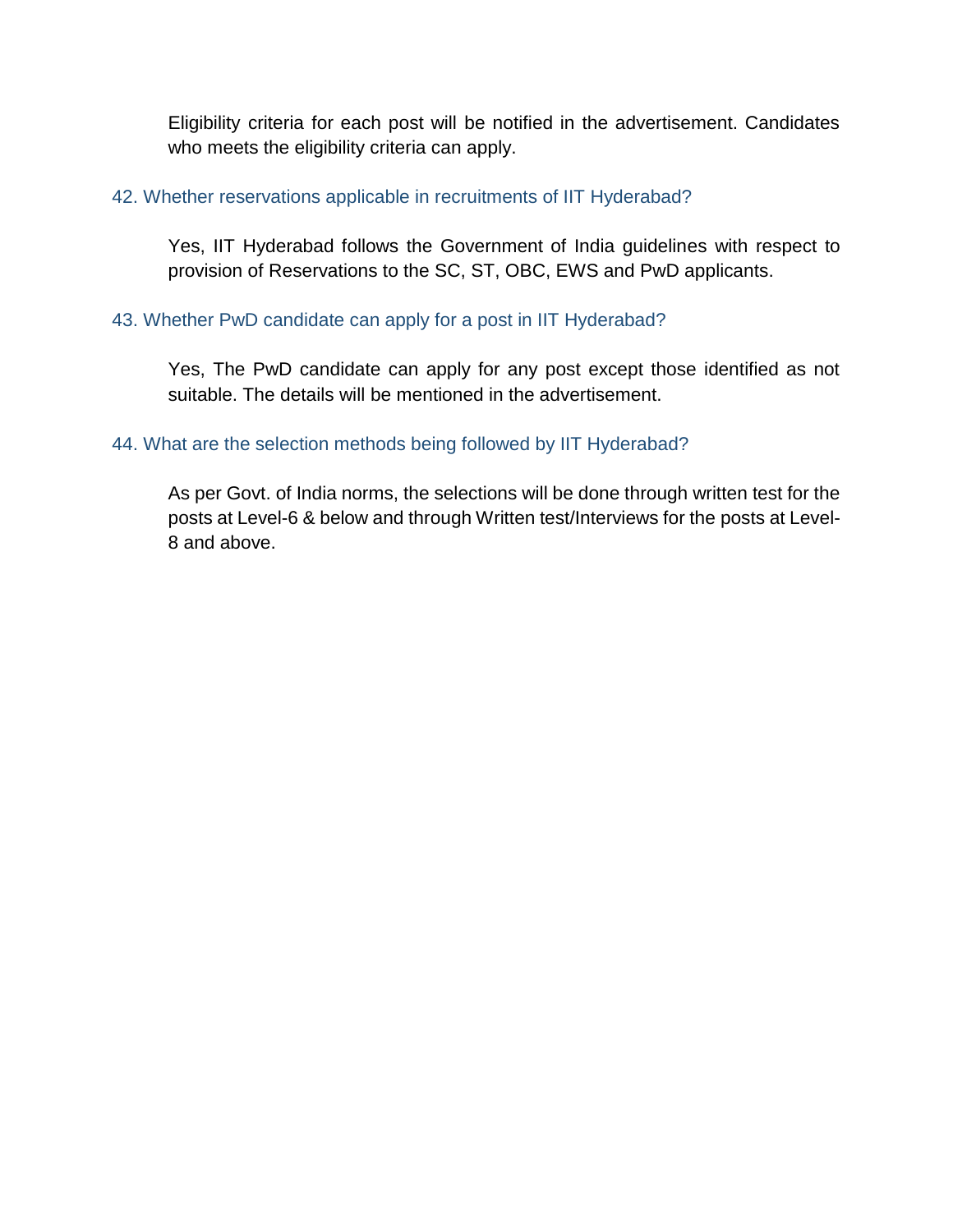Eligibility criteria for each post will be notified in the advertisement. Candidates who meets the eligibility criteria can apply.

### 42. Whether reservations applicable in recruitments of IIT Hyderabad?

Yes, IIT Hyderabad follows the Government of India guidelines with respect to provision of Reservations to the SC, ST, OBC, EWS and PwD applicants.

### 43. Whether PwD candidate can apply for a post in IIT Hyderabad?

Yes, The PwD candidate can apply for any post except those identified as not suitable. The details will be mentioned in the advertisement.

### 44. What are the selection methods being followed by IIT Hyderabad?

As per Govt. of India norms, the selections will be done through written test for the posts at Level-6 & below and through Written test/Interviews for the posts at Level-8 and above.